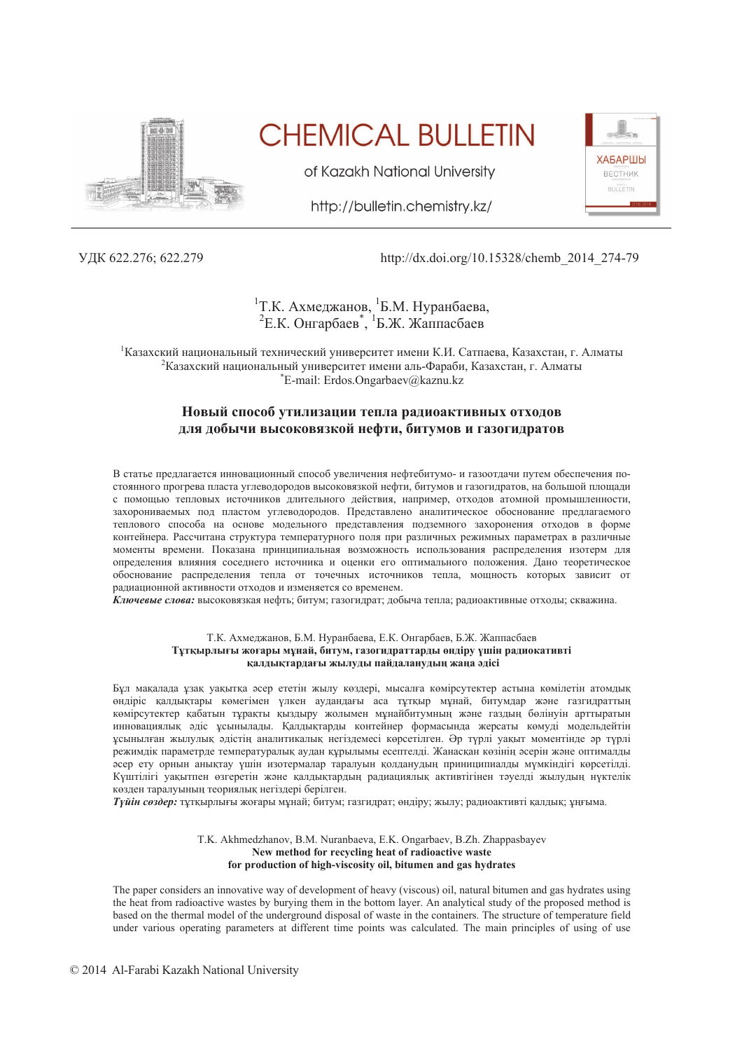УДК 622.276; 622.279

http://dx.doi.org/10.15328/chemb_2014_274-79

[1]Т.К. Ахмеджанов, [1]Б.М. Нуранбаева,
[2]Е.К. Онгарбаев*, [1]Б.Ж. Жаппасбаев

[1]Казахский национальный технический университет имени К.И. Сатпаева, Казахстан, г. Алматы
[2]Казахский национальный университет имени аль-Фараби, Казахстан, г. Алматы
*E-mail: Erdos.Ongarbaev@kaznu.kz

# Новый способ утилизации тепла радиоактивных отходов для добычи высоковязкой нефти, битумов и газогидратов

В статье предлагается инновационный способ увеличения нефтебитумо- и газоотдачи путем обеспечения постоянного прогрева пласта углеводородов высоковязкой нефти, битумов и газогидратов, на большой площади с помощью тепловых источников длительного действия, например, отходов атомной промышленности, захорониваемых под пластом углеводородов. Представлено аналитическое обоснование предлагаемого теплового способа на основе модельного представления подземного захоронения отходов в форме контейнера. Рассчитана структура температурного поля при различных режимных параметрах в различные моменты времени. Показана принципиальная возможность использования распределения изотерм для определения влияния соседнего источника и оценки его оптимального положения. Дано теоретическое обоснование распределения тепла от точечных источников тепла, мощность которых зависит от радиационной активности отходов и изменяется со временем.

***Ключевые слова:*** высоковязкая нефть; битум; газогидрат; добыча тепла; радиоактивные отходы; скважина.

Т.К. Ахмеджанов, Б.М. Нуранбаева, Е.К. Онгарбаев, Б.Ж. Жаппасбаев

**Тұтқырлығы жоғары мұнай, битум, газогидраттарды өндіру үшін радиокативті қалдықтардағы жылуды пайдаланудың жаңа әдісі**

Бұл мақалада ұзақ уақытқа әсер ететін жылу көздері, мысалға көмірсутектер астына көмілетін атомдық өндіріс қалдықтары көмегімен үлкен аудандағы аса тұтқыр мұнай, битумдар және газгидраттың көмірсутектер қабатын тұрақты қыздыру жолымен мұнайбитумның және газдың бөлінуін арттыратын инновациялық әдіс ұсынылады. Қалдықтарды контейнер формасында жерсаты көмуді модельдейтін ұсынылған жылулық әдістің аналитикалық негіздемесі көрсетілген. Әр түрлі уақыт моментінде әр түрлі режимдік параметрлерде температуралық аудан құрылымы есептелді. Жанасқан көзінің әсерін және оптималды әсер ету орнын анықтау үшін изотермалар таралуын қолданудың принициналды мүмкіндігі көрсетілді. Күштілігі уақытпен өзгеретін және қалдықтардың радиациялық активтігінен тәуелді жылудың нүктелік көзден таралуының теориялық негіздері берілген.

***Түйін сөздер:*** тұтқырлығы жоғары мұнай; битум; газгидрат; өндіру; жылу; радиоактивті қалдық; ұңғыма.

T.K. Akhmedzhanov, B.M. Nuranbaeva, E.K. Ongarbaev, B.Zh. Zhappasbayev

**New method for recycling heat of radioactive waste for production of high-viscosity oil, bitumen and gas hydrates**

The paper considers an innovative way of development of heavy (viscous) oil, natural bitumen and gas hydrates using the heat from radioactive wastes by burying them in the bottom layer. An analytical study of the proposed method is based on the thermal model of the underground disposal of waste in the containers. The structure of temperature field under various operating parameters at different time points was calculated. The main principles of using of use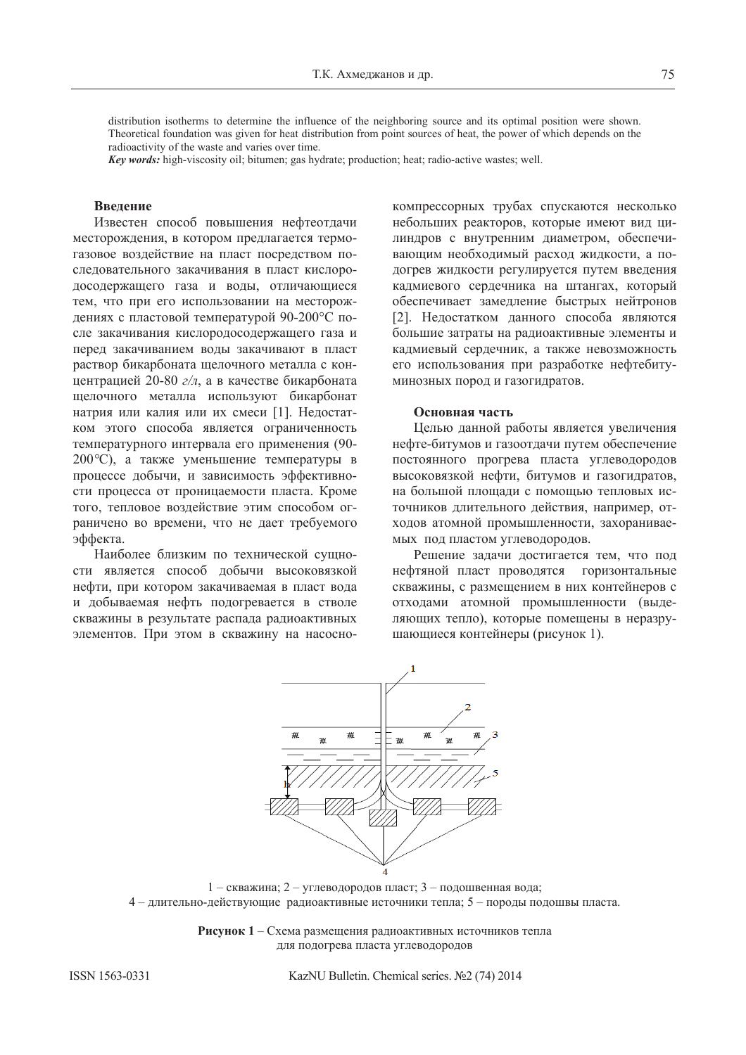distribution isotherms to determine the influence of the neighboring source and its optimal position were shown. Theoretical foundation was given for heat distribution from point sources of heat, the power of which depends on the radioactivity of the waste and varies over time.

***Key words:*** high-viscosity oil; bitumen; gas hydrate; production; heat; radio-active wastes; well.

## Введение

Известен способ повышения нефтеотдачи месторождения, в котором предлагается термогазовое воздействие на пласт посредством последовательного закачивания в пласт кислородосодержащего газа и воды, отличающиеся тем, что при его использовании на месторождениях с пластовой температурой 90-200°С после закачивания кислородосодержащего газа и перед закачиванием воды закачивают в пласт раствор бикарбоната щелочного металла с концентрацией 20-80 *г/л*, а в качестве бикарбоната щелочного металла используют бикарбонат натрия или калия или их смеси [1]. Недостатком этого способа является ограниченность температурного интервала его применения (90-200℃), а также уменьшение температуры в процессе добычи, и зависимость эффективности процесса от проницаемости пласта. Кроме того, тепловое воздействие этим способом ограничено во времени, что не дает требуемого эффекта.

Наиболее близким по технической сущности является способ добычи высоковязкой нефти, при котором закачиваемая в пласт вода и добываемая нефть подогревается в стволе скважины в результате распада радиоактивных элементов. При этом в скважину на насосно-компрессорных трубах спускаются несколько небольших реакторов, которые имеют вид цилиндров с внутренним диаметром, обеспечивающим необходимый расход жидкости, а подогрев жидкости регулируется путем введения кадмиевого сердечника на штангах, который обеспечивает замедление быстрых нейтронов [2]. Недостатком данного способа являются большие затраты на радиоактивные элементы и кадмиевый сердечник, а также невозможность его использования при разработке нефтебитуминозных пород и газогидратов.

## Основная часть

Целью данной работы является увеличения нефте-битумов и газоотдачи путем обеспечение постоянного прогрева пласта углеводородов высоковязкой нефти, битумов и газогидратов, на большой площади с помощью тепловых источников длительного действия, например, отходов атомной промышленности, захораниваемых под пластом углеводородов.

Решение задачи достигается тем, что под нефтяной пласт проводятся горизонтальные скважины, с размещением в них контейнеров с отходами атомной промышленности (выделяющих тепло), которые помещены в неразрушающиеся контейнеры (рисунок 1).

1 – скважина; 2 – углеводородов пласт; 3 – подошвенная вода; 4 – длительно-действующие радиоактивные источники тепла; 5 – породы подошвы пласта.

**Рисунок 1** – Схема размещения радиоактивных источников тепла для подогрева пласта углеводородов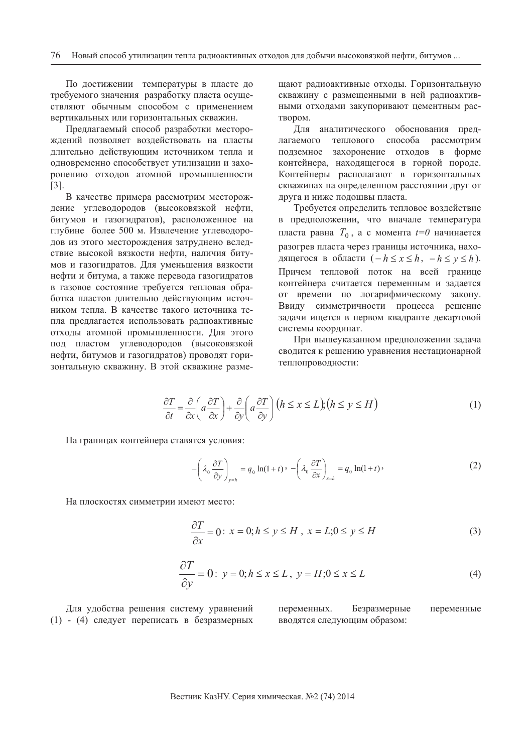По достижении температуры в пласте до требуемого значения разработку пласта осуществляют обычным способом с применением вертикальных или горизонтальных скважин.

Предлагаемый способ разработки месторождений позволяет воздействовать на пласты длительно действующим источником тепла и одновременно способствует утилизации и захоронению отходов атомной промышленности [3].

В качестве примера рассмотрим месторождение углеводородов (высоковязкой нефти, битумов и газогидратов), расположенное на глубине более 500 м. Извлечение углеводородов из этого месторождения затруднено вследствие высокой вязкости нефти, наличия битумов и газогидратов. Для уменьшения вязкости нефти и битума, а также перевода газогидратов в газовое состояние требуется тепловая обработка пластов длительно действующим источником тепла. В качестве такого источника тепла предлагается использовать радиоактивные отходы атомной промышленности. Для этого под пластом углеводородов (высоковязкой нефти, битумов и газогидратов) проводят горизонтальную скважину. В этой скважине размещают радиоактивные отходы. Горизонтальную скважину с размещенными в ней радиоактивными отходами закупоривают цементным раствором.

Для аналитического обоснования предлагаемого теплового способа рассмотрим подземное захоронение отходов в форме контейнера, находящегося в горной породе. Контейнеры располагают в горизонтальных скважинах на определенном расстоянии друг от друга и ниже подошвы пласта.

Требуется определить тепловое воздействие в предположении, что вначале температура пласта равна $T_0$, а с момента $t=0$ начинается разогрев пласта через границы источника, находящегося в области $(-h \le x \le h,\ -h \le y \le h)$. Причем тепловой поток на всей границе контейнера считается переменным и задается от времени по логарифмическому закону. Ввиду симметричности процесса решение задачи ищется в первом квадранте декартовой системы координат.

При вышеуказанном предположении задача сводится к решению уравнения нестационарной теплопроводности:

$$\frac{\partial T}{\partial t} = \frac{\partial}{\partial x}\left(a\frac{\partial T}{\partial x}\right) + \frac{\partial}{\partial y}\left(a\frac{\partial T}{\partial y}\right) \left(h \le x \le L\right);\left(h \le y \le H\right) \tag{1}$$

На границах контейнера ставятся условия:

$$-\left(\lambda_0 \frac{\partial T}{\partial y}\right)_{y=h} = q_0 \ln(1+t),\ -\left(\lambda_0 \frac{\partial T}{\partial x}\right)_{x=h} = q_0 \ln(1+t), \tag{2}$$

На плоскостях симметрии имеют место:

$$\frac{\partial T}{\partial x} = 0:\ x = 0; h \le y \le H,\ x = L; 0 \le y \le H \tag{3}$$

$$\frac{\partial T}{\partial y} = 0:\ y = 0; h \le x \le L,\ y = H; 0 \le x \le L \tag{4}$$

Для удобства решения систему уравнений (1) - (4) следует переписать в безразмерных переменных. Безразмерные переменные вводятся следующим образом: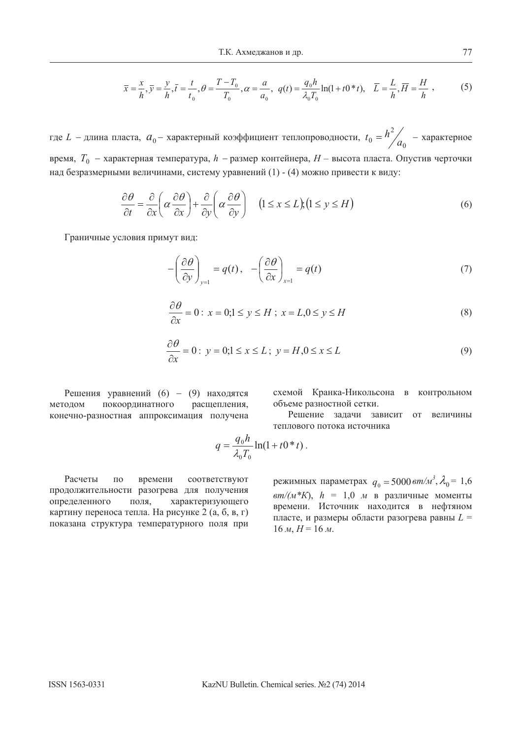$$\bar{x} = \frac{x}{h}, \bar{y} = \frac{y}{h}, \bar{t} = \frac{t}{t_0}, \theta = \frac{T - T_0}{T_0}, \alpha = \frac{a}{a_0}, \ q(t) = \frac{q_0 h}{\lambda_0 T_0}\ln(1 + t0 * t), \quad \bar{L} = \frac{L}{h}, \bar{H} = \frac{H}{h} \ , \tag{5}$$

где $L$ – длина пласта, $a_0$ – характерный коэффициент теплопроводности, $t_0 = h^2 / a_0$ – характерное время, $T_0$ – характерная температура, $h$ – размер контейнера, $H$ – высота пласта. Опустив черточки над безразмерными величинами, систему уравнений (1) - (4) можно привести к виду:

$$\frac{\partial \theta}{\partial t} = \frac{\partial}{\partial x}\left(\alpha \frac{\partial \theta}{\partial x}\right) + \frac{\partial}{\partial y}\left(\alpha \frac{\partial \theta}{\partial y}\right) \quad (1 \le x \le L); (1 \le y \le H) \tag{6}$$

Граничные условия примут вид:

$$-\left(\frac{\partial \theta}{\partial y}\right)_{y=1} = q(t), \quad -\left(\frac{\partial \theta}{\partial x}\right)_{x=1} = q(t) \tag{7}$$

$$\frac{\partial \theta}{\partial x} = 0: \ x = 0; 1 \le y \le H \ ; \ x = L, 0 \le y \le H \tag{8}$$

$$\frac{\partial \theta}{\partial x} = 0: \ y = 0; 1 \le x \le L \ ; \ y = H, 0 \le x \le L \tag{9}$$

Решения уравнений (6) – (9) находятся методом покоординатного расщепления, конечно-разностная аппроксимация получена схемой Кранка-Никольсона в контрольном объеме разностной сетки.

Решение задачи зависит от величины теплового потока источника

$$q = \frac{q_0 h}{\lambda_0 T_0}\ln(1 + t0 * t) .$$

Расчеты по времени соответствуют продолжительности разогрева для получения определенного поля, характеризующего картину переноса тепла. На рисунке 2 (а, б, в, г) показана структура температурного поля при режимных параметрах $q_0 = 5000$ *вт/м³*, $\lambda_0 = 1,6$ *вт/(м\*К)*, $h$ = 1,0 *м* в различные моменты времени. Источник находится в нефтяном пласте, и размеры области разогрева равны $L$ = 16 *м*, $H$ = 16 *м*.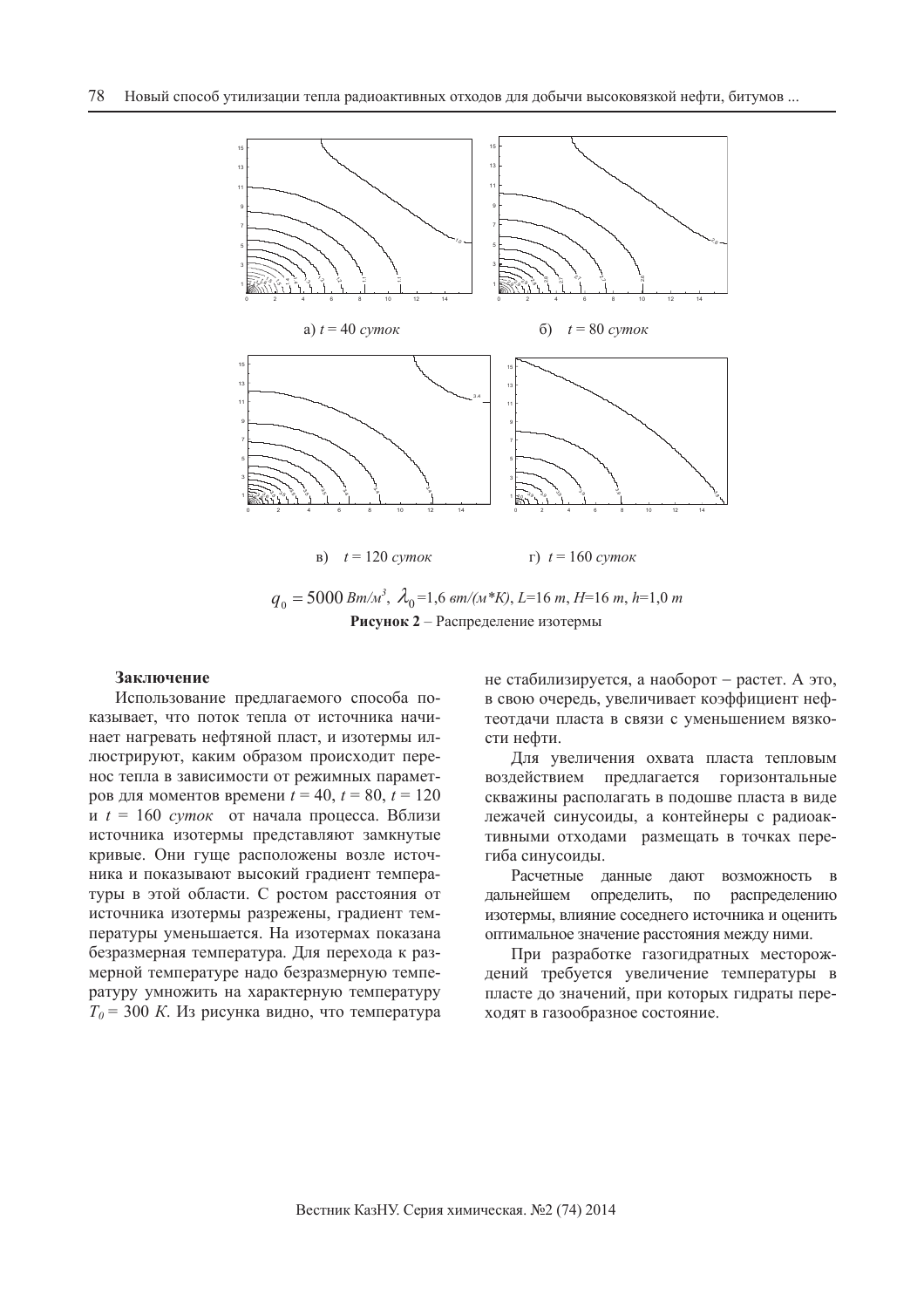а) $t$ = 40 *суток*

б) $t$ = 80 *суток*

в) $t$ = 120 *суток*

г) $t$ = 160 *суток*

$q_0 = 5000$ *Вт/м*$^3$, $\lambda_0$=1,6 *вт/(м\*К)*, *L*=16 *m*, *H*=16 *m*, *h*=1,0 *m*

**Рисунок 2** – Распределение изотермы

**Заключение**

Использование предлагаемого способа показывает, что поток тепла от источника начинает нагревать нефтяной пласт, и изотермы иллюстрируют, каким образом происходит перенос тепла в зависимости от режимных параметров для моментов времени $t$ = 40, $t$ = 80, $t$ = 120 и $t$ = 160 *суток* от начала процесса. Вблизи источника изотермы представляют замкнутые кривые. Они гуще расположены возле источника и показывают высокий градиент температуры в этой области. С ростом расстояния от источника изотермы разрежены, градиент температуры уменьшается. На изотермах показана безразмерная температура. Для перехода к размерной температуре надо безразмерную температуру умножить на характерную температуру $T_0$ = 300 *К*. Из рисунка видно, что температура не стабилизируется, а наоборот – растет. А это, в свою очередь, увеличивает коэффициент нефтеотдачи пласта в связи с уменьшением вязкости нефти.

Для увеличения охвата пласта тепловым воздействием предлагается горизонтальные скважины располагать в подошве пласта в виде лежачей синусоиды, а контейнеры с радиоактивными отходами размещать в точках перегиба синусоиды.

Расчетные данные дают возможность в дальнейшем определить, по распределению изотермы, влияние соседнего источника и оценить оптимальное значение расстояния между ними.

При разработке газогидратных месторождений требуется увеличение температуры в пласте до значений, при которых гидраты переходят в газообразное состояние.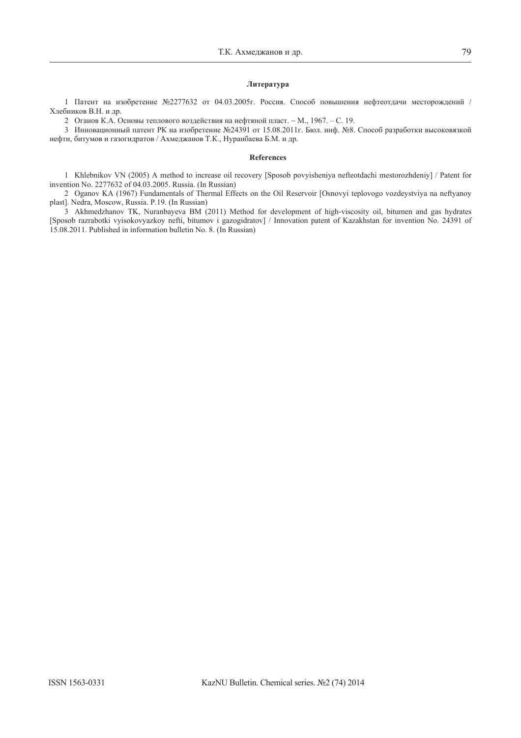### Литература

1 Патент на изобретение №2277632 от 04.03.2005г. Россия. Способ повышения нефтеотдачи месторождений / Хлебников В.Н. и др.

2 Оганов К.А. Основы теплового воздействия на нефтяной пласт. – М., 1967. – С. 19.

3 Инновационный патент РК на изобретение №24391 от 15.08.2011г. Бюл. инф. №8. Способ разработки высоковязкой нефти, битумов и газогидратов / Ахмеджанов Т.К., Нуранбаева Б.М. и др.

### References

1 Khlebnikov VN (2005) A method to increase oil recovery [Sposob povyisheniya nefteotdachi mestorozhdeniy] / Patent for invention No. 2277632 of 04.03.2005. Russia. (In Russian)

2 Oganov KA (1967) Fundamentals of Thermal Effects on the Oil Reservoir [Osnovyi teplovogo vozdeystviya na neftyanoy plast]. Nedra, Moscow, Russia. P.19. (In Russian)

3 Akhmedzhanov TK, Nuranbayeva BM (2011) Method for development of high-viscosity oil, bitumen and gas hydrates [Sposob razrabotki vyisokovyazkoy nefti, bitumov i gazogidratov] / Innovation patent of Kazakhstan for invention No. 24391 of 15.08.2011. Published in information bulletin No. 8. (In Russian)